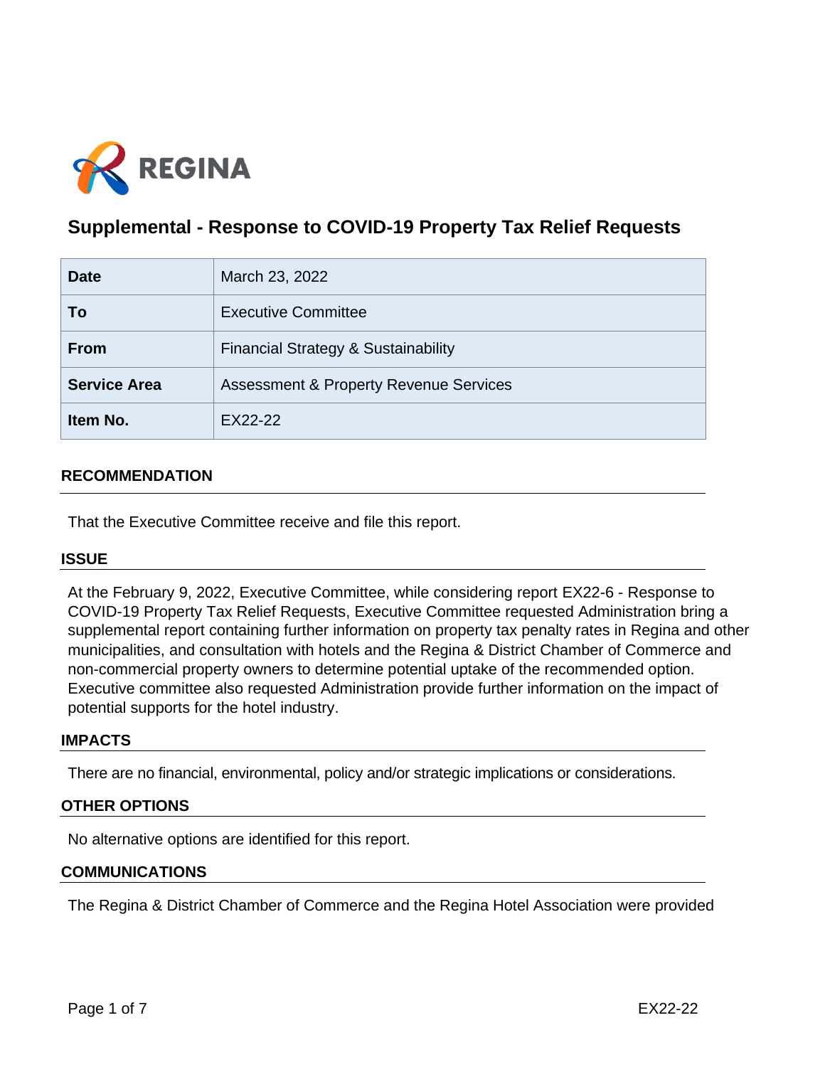# Supplemental - Response to COVID-19 Property Tax Relief Requests

| Date | March 23, 2022 |
|---|---|
| To | Executive Committee |
| From | Financial Strategy & Sustainability |
| Service Area | Assessment & Property Revenue Services |
| Item No. | EX22-22 |

## RECOMMENDATION

That the Executive Committee receive and file this report.

## ISSUE

At the February 9, 2022, Executive Committee, while considering report EX22-6 - Response to COVID-19 Property Tax Relief Requests, Executive Committee requested Administration bring a supplemental report containing further information on property tax penalty rates in Regina and other municipalities, and consultation with hotels and the Regina & District Chamber of Commerce and non-commercial property owners to determine potential uptake of the recommended option. Executive committee also requested Administration provide further information on the impact of potential supports for the hotel industry.

## IMPACTS

There are no financial, environmental, policy and/or strategic implications or considerations.

## OTHER OPTIONS

No alternative options are identified for this report.

## COMMUNICATIONS

The Regina & District Chamber of Commerce and the Regina Hotel Association were provided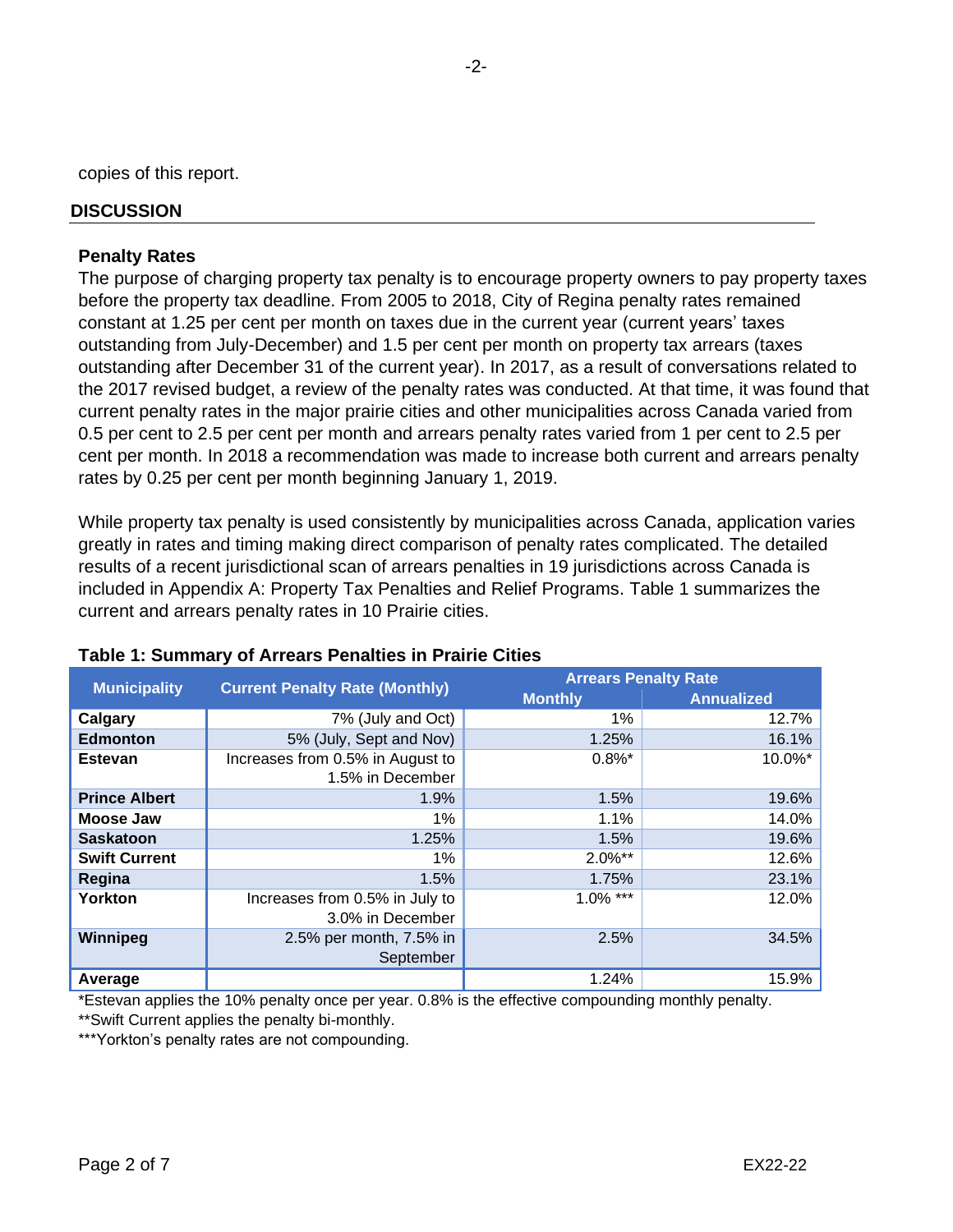copies of this report.

## DISCUSSION

### Penalty Rates

The purpose of charging property tax penalty is to encourage property owners to pay property taxes before the property tax deadline. From 2005 to 2018, City of Regina penalty rates remained constant at 1.25 per cent per month on taxes due in the current year (current years' taxes outstanding from July-December) and 1.5 per cent per month on property tax arrears (taxes outstanding after December 31 of the current year). In 2017, as a result of conversations related to the 2017 revised budget, a review of the penalty rates was conducted. At that time, it was found that current penalty rates in the major prairie cities and other municipalities across Canada varied from 0.5 per cent to 2.5 per cent per month and arrears penalty rates varied from 1 per cent to 2.5 per cent per month. In 2018 a recommendation was made to increase both current and arrears penalty rates by 0.25 per cent per month beginning January 1, 2019.

While property tax penalty is used consistently by municipalities across Canada, application varies greatly in rates and timing making direct comparison of penalty rates complicated. The detailed results of a recent jurisdictional scan of arrears penalties in 19 jurisdictions across Canada is included in Appendix A: Property Tax Penalties and Relief Programs. Table 1 summarizes the current and arrears penalty rates in 10 Prairie cities.

**Table 1: Summary of Arrears Penalties in Prairie Cities**

| Municipality | Current Penalty Rate (Monthly) | Arrears Penalty Rate | |
|---|---|---|---|
| | | Monthly | Annualized |
| **Calgary** | 7% (July and Oct) | 1% | 12.7% |
| **Edmonton** | 5% (July, Sept and Nov) | 1.25% | 16.1% |
| **Estevan** | Increases from 0.5% in August to 1.5% in December | 0.8%* | 10.0%* |
| **Prince Albert** | 1.9% | 1.5% | 19.6% |
| **Moose Jaw** | 1% | 1.1% | 14.0% |
| **Saskatoon** | 1.25% | 1.5% | 19.6% |
| **Swift Current** | 1% | 2.0%** | 12.6% |
| **Regina** | 1.5% | 1.75% | 23.1% |
| **Yorkton** | Increases from 0.5% in July to 3.0% in December | 1.0% *** | 12.0% |
| **Winnipeg** | 2.5% per month, 7.5% in September | 2.5% | 34.5% |
| **Average** | | 1.24% | 15.9% |

*Estevan applies the 10% penalty once per year. 0.8% is the effective compounding monthly penalty.

**Swift Current applies the penalty bi-monthly.

***Yorkton's penalty rates are not compounding.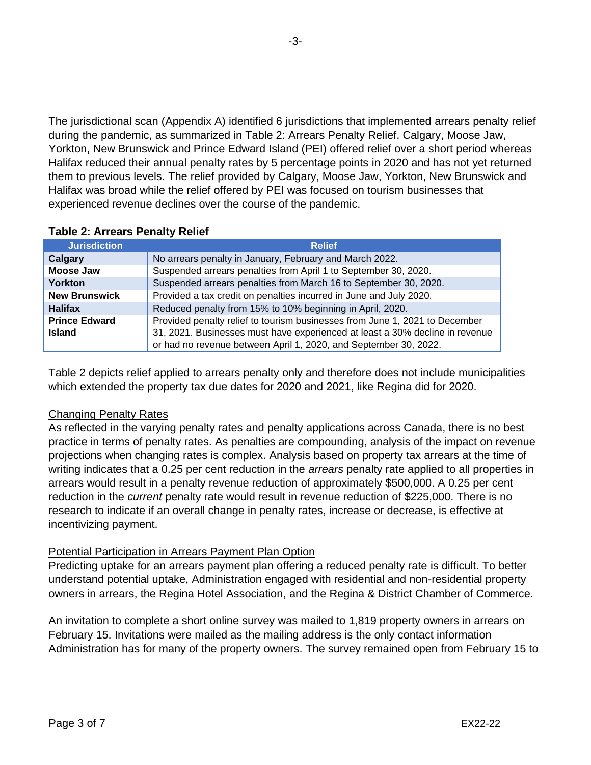The jurisdictional scan (Appendix A) identified 6 jurisdictions that implemented arrears penalty relief during the pandemic, as summarized in Table 2: Arrears Penalty Relief. Calgary, Moose Jaw, Yorkton, New Brunswick and Prince Edward Island (PEI) offered relief over a short period whereas Halifax reduced their annual penalty rates by 5 percentage points in 2020 and has not yet returned them to previous levels. The relief provided by Calgary, Moose Jaw, Yorkton, New Brunswick and Halifax was broad while the relief offered by PEI was focused on tourism businesses that experienced revenue declines over the course of the pandemic.

**Table 2: Arrears Penalty Relief**

| Jurisdiction | Relief |
|---|---|
| **Calgary** | No arrears penalty in January, February and March 2022. |
| **Moose Jaw** | Suspended arrears penalties from April 1 to September 30, 2020. |
| **Yorkton** | Suspended arrears penalties from March 16 to September 30, 2020. |
| **New Brunswick** | Provided a tax credit on penalties incurred in June and July 2020. |
| **Halifax** | Reduced penalty from 15% to 10% beginning in April, 2020. |
| **Prince Edward Island** | Provided penalty relief to tourism businesses from June 1, 2021 to December 31, 2021. Businesses must have experienced at least a 30% decline in revenue or had no revenue between April 1, 2020, and September 30, 2022. |

Table 2 depicts relief applied to arrears penalty only and therefore does not include municipalities which extended the property tax due dates for 2020 and 2021, like Regina did for 2020.

<u>Changing Penalty Rates</u>

As reflected in the varying penalty rates and penalty applications across Canada, there is no best practice in terms of penalty rates. As penalties are compounding, analysis of the impact on revenue projections when changing rates is complex. Analysis based on property tax arrears at the time of writing indicates that a 0.25 per cent reduction in the *arrears* penalty rate applied to all properties in arrears would result in a penalty revenue reduction of approximately $500,000. A 0.25 per cent reduction in the *current* penalty rate would result in revenue reduction of $225,000. There is no research to indicate if an overall change in penalty rates, increase or decrease, is effective at incentivizing payment.

<u>Potential Participation in Arrears Payment Plan Option</u>

Predicting uptake for an arrears payment plan offering a reduced penalty rate is difficult. To better understand potential uptake, Administration engaged with residential and non-residential property owners in arrears, the Regina Hotel Association, and the Regina & District Chamber of Commerce.

An invitation to complete a short online survey was mailed to 1,819 property owners in arrears on February 15. Invitations were mailed as the mailing address is the only contact information Administration has for many of the property owners. The survey remained open from February 15 to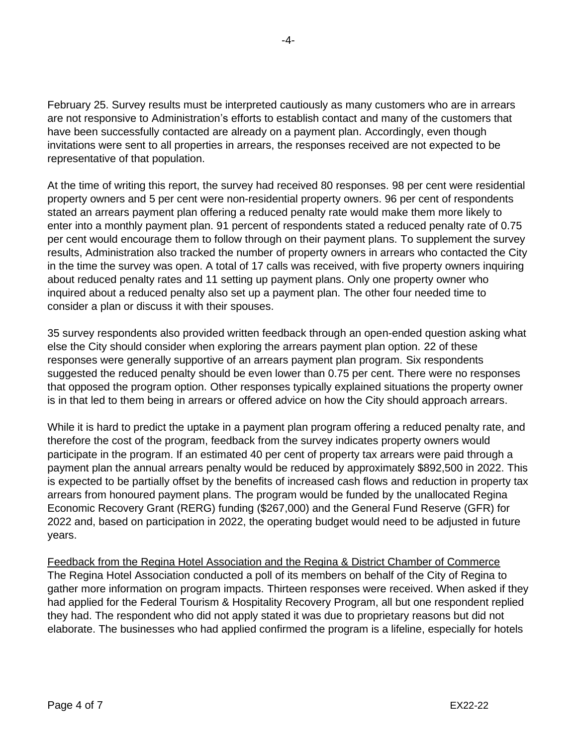February 25. Survey results must be interpreted cautiously as many customers who are in arrears are not responsive to Administration's efforts to establish contact and many of the customers that have been successfully contacted are already on a payment plan. Accordingly, even though invitations were sent to all properties in arrears, the responses received are not expected to be representative of that population.

At the time of writing this report, the survey had received 80 responses. 98 per cent were residential property owners and 5 per cent were non-residential property owners. 96 per cent of respondents stated an arrears payment plan offering a reduced penalty rate would make them more likely to enter into a monthly payment plan. 91 percent of respondents stated a reduced penalty rate of 0.75 per cent would encourage them to follow through on their payment plans. To supplement the survey results, Administration also tracked the number of property owners in arrears who contacted the City in the time the survey was open. A total of 17 calls was received, with five property owners inquiring about reduced penalty rates and 11 setting up payment plans. Only one property owner who inquired about a reduced penalty also set up a payment plan. The other four needed time to consider a plan or discuss it with their spouses.

35 survey respondents also provided written feedback through an open-ended question asking what else the City should consider when exploring the arrears payment plan option. 22 of these responses were generally supportive of an arrears payment plan program. Six respondents suggested the reduced penalty should be even lower than 0.75 per cent. There were no responses that opposed the program option. Other responses typically explained situations the property owner is in that led to them being in arrears or offered advice on how the City should approach arrears.

While it is hard to predict the uptake in a payment plan program offering a reduced penalty rate, and therefore the cost of the program, feedback from the survey indicates property owners would participate in the program. If an estimated 40 per cent of property tax arrears were paid through a payment plan the annual arrears penalty would be reduced by approximately $892,500 in 2022. This is expected to be partially offset by the benefits of increased cash flows and reduction in property tax arrears from honoured payment plans. The program would be funded by the unallocated Regina Economic Recovery Grant (RERG) funding ($267,000) and the General Fund Reserve (GFR) for 2022 and, based on participation in 2022, the operating budget would need to be adjusted in future years.

<u>Feedback from the Regina Hotel Association and the Regina & District Chamber of Commerce</u>

The Regina Hotel Association conducted a poll of its members on behalf of the City of Regina to gather more information on program impacts. Thirteen responses were received. When asked if they had applied for the Federal Tourism & Hospitality Recovery Program, all but one respondent replied they had. The respondent who did not apply stated it was due to proprietary reasons but did not elaborate. The businesses who had applied confirmed the program is a lifeline, especially for hotels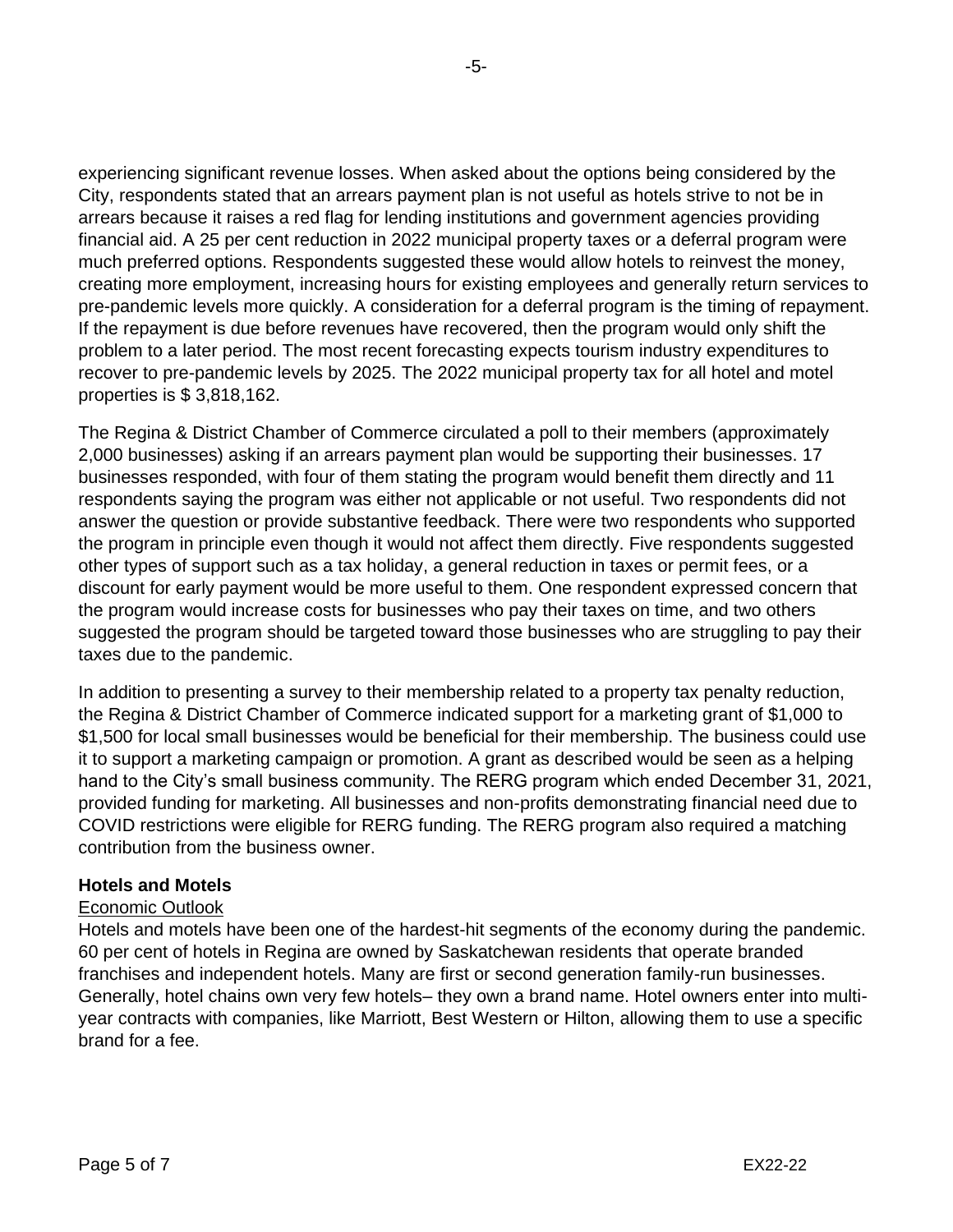experiencing significant revenue losses. When asked about the options being considered by the City, respondents stated that an arrears payment plan is not useful as hotels strive to not be in arrears because it raises a red flag for lending institutions and government agencies providing financial aid. A 25 per cent reduction in 2022 municipal property taxes or a deferral program were much preferred options. Respondents suggested these would allow hotels to reinvest the money, creating more employment, increasing hours for existing employees and generally return services to pre-pandemic levels more quickly. A consideration for a deferral program is the timing of repayment. If the repayment is due before revenues have recovered, then the program would only shift the problem to a later period. The most recent forecasting expects tourism industry expenditures to recover to pre-pandemic levels by 2025. The 2022 municipal property tax for all hotel and motel properties is $ 3,818,162.

The Regina & District Chamber of Commerce circulated a poll to their members (approximately 2,000 businesses) asking if an arrears payment plan would be supporting their businesses. 17 businesses responded, with four of them stating the program would benefit them directly and 11 respondents saying the program was either not applicable or not useful. Two respondents did not answer the question or provide substantive feedback. There were two respondents who supported the program in principle even though it would not affect them directly. Five respondents suggested other types of support such as a tax holiday, a general reduction in taxes or permit fees, or a discount for early payment would be more useful to them. One respondent expressed concern that the program would increase costs for businesses who pay their taxes on time, and two others suggested the program should be targeted toward those businesses who are struggling to pay their taxes due to the pandemic.

In addition to presenting a survey to their membership related to a property tax penalty reduction, the Regina & District Chamber of Commerce indicated support for a marketing grant of $1,000 to $1,500 for local small businesses would be beneficial for their membership. The business could use it to support a marketing campaign or promotion. A grant as described would be seen as a helping hand to the City's small business community. The RERG program which ended December 31, 2021, provided funding for marketing. All businesses and non-profits demonstrating financial need due to COVID restrictions were eligible for RERG funding. The RERG program also required a matching contribution from the business owner.

**Hotels and Motels**

Economic Outlook

Hotels and motels have been one of the hardest-hit segments of the economy during the pandemic. 60 per cent of hotels in Regina are owned by Saskatchewan residents that operate branded franchises and independent hotels. Many are first or second generation family-run businesses. Generally, hotel chains own very few hotels– they own a brand name. Hotel owners enter into multi-year contracts with companies, like Marriott, Best Western or Hilton, allowing them to use a specific brand for a fee.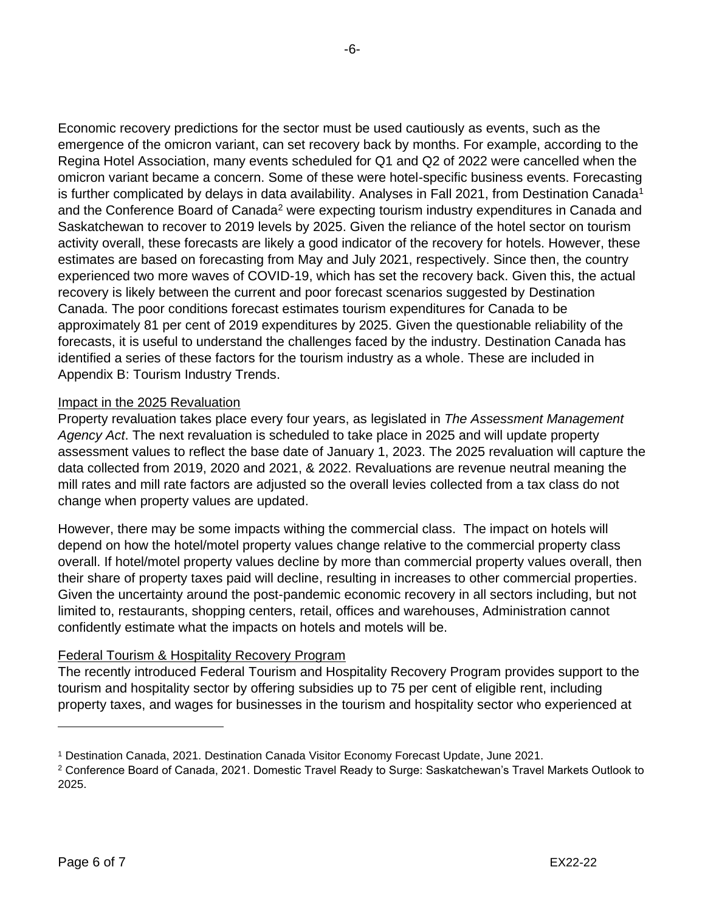Economic recovery predictions for the sector must be used cautiously as events, such as the emergence of the omicron variant, can set recovery back by months. For example, according to the Regina Hotel Association, many events scheduled for Q1 and Q2 of 2022 were cancelled when the omicron variant became a concern. Some of these were hotel-specific business events. Forecasting is further complicated by delays in data availability. Analyses in Fall 2021, from Destination Canada[1] and the Conference Board of Canada[2] were expecting tourism industry expenditures in Canada and Saskatchewan to recover to 2019 levels by 2025. Given the reliance of the hotel sector on tourism activity overall, these forecasts are likely a good indicator of the recovery for hotels. However, these estimates are based on forecasting from May and July 2021, respectively. Since then, the country experienced two more waves of COVID-19, which has set the recovery back. Given this, the actual recovery is likely between the current and poor forecast scenarios suggested by Destination Canada. The poor conditions forecast estimates tourism expenditures for Canada to be approximately 81 per cent of 2019 expenditures by 2025. Given the questionable reliability of the forecasts, it is useful to understand the challenges faced by the industry. Destination Canada has identified a series of these factors for the tourism industry as a whole. These are included in Appendix B: Tourism Industry Trends.

<u>Impact in the 2025 Revaluation</u>

Property revaluation takes place every four years, as legislated in *The Assessment Management Agency Act*. The next revaluation is scheduled to take place in 2025 and will update property assessment values to reflect the base date of January 1, 2023. The 2025 revaluation will capture the data collected from 2019, 2020 and 2021, & 2022. Revaluations are revenue neutral meaning the mill rates and mill rate factors are adjusted so the overall levies collected from a tax class do not change when property values are updated.

However, there may be some impacts withing the commercial class. The impact on hotels will depend on how the hotel/motel property values change relative to the commercial property class overall. If hotel/motel property values decline by more than commercial property values overall, then their share of property taxes paid will decline, resulting in increases to other commercial properties. Given the uncertainty around the post-pandemic economic recovery in all sectors including, but not limited to, restaurants, shopping centers, retail, offices and warehouses, Administration cannot confidently estimate what the impacts on hotels and motels will be.

<u>Federal Tourism & Hospitality Recovery Program</u>

The recently introduced Federal Tourism and Hospitality Recovery Program provides support to the tourism and hospitality sector by offering subsidies up to 75 per cent of eligible rent, including property taxes, and wages for businesses in the tourism and hospitality sector who experienced at

---

[1] Destination Canada, 2021. Destination Canada Visitor Economy Forecast Update, June 2021.

[2] Conference Board of Canada, 2021. Domestic Travel Ready to Surge: Saskatchewan's Travel Markets Outlook to 2025.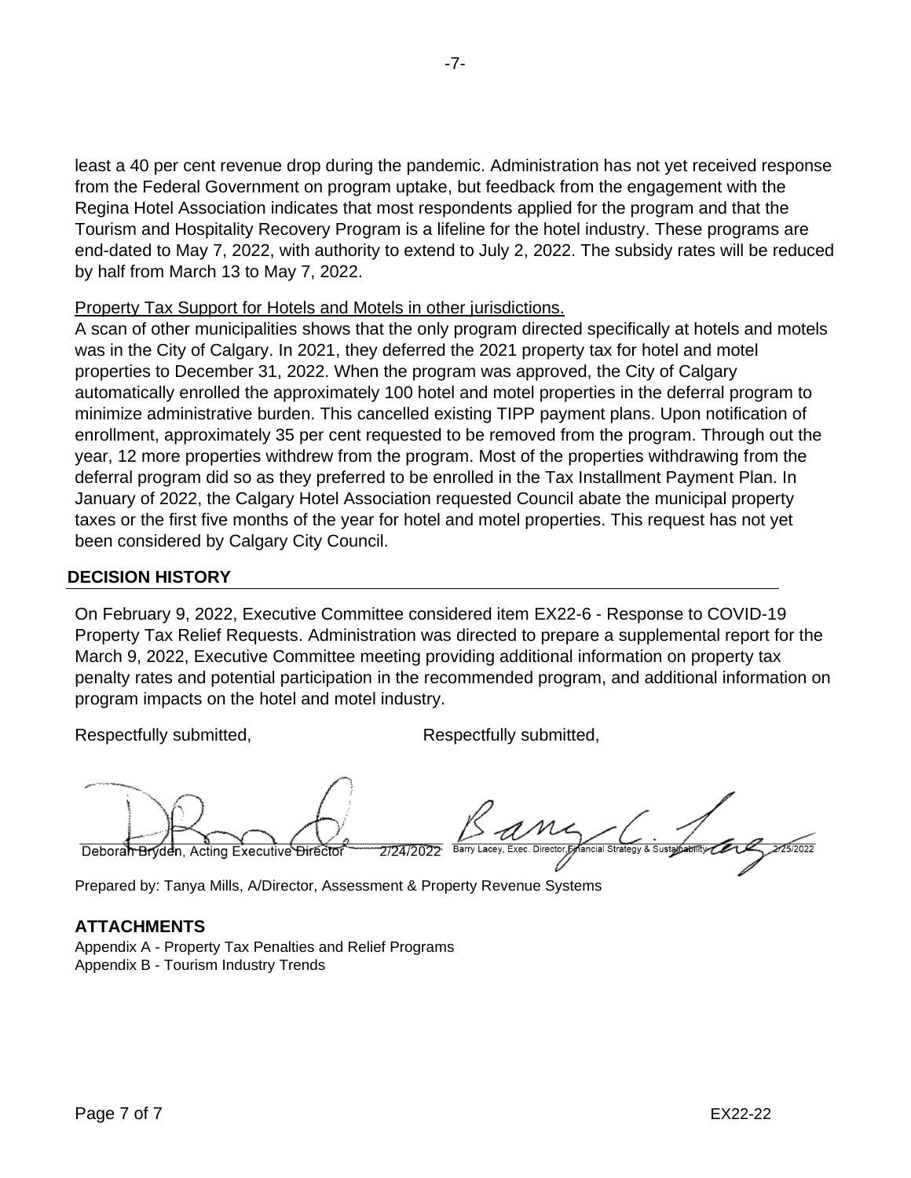least a 40 per cent revenue drop during the pandemic. Administration has not yet received response from the Federal Government on program uptake, but feedback from the engagement with the Regina Hotel Association indicates that most respondents applied for the program and that the Tourism and Hospitality Recovery Program is a lifeline for the hotel industry. These programs are end-dated to May 7, 2022, with authority to extend to July 2, 2022. The subsidy rates will be reduced by half from March 13 to May 7, 2022.

Property Tax Support for Hotels and Motels in other jurisdictions.

A scan of other municipalities shows that the only program directed specifically at hotels and motels was in the City of Calgary. In 2021, they deferred the 2021 property tax for hotel and motel properties to December 31, 2022. When the program was approved, the City of Calgary automatically enrolled the approximately 100 hotel and motel properties in the deferral program to minimize administrative burden. This cancelled existing TIPP payment plans. Upon notification of enrollment, approximately 35 per cent requested to be removed from the program. Through out the year, 12 more properties withdrew from the program. Most of the properties withdrawing from the deferral program did so as they preferred to be enrolled in the Tax Installment Payment Plan. In January of 2022, the Calgary Hotel Association requested Council abate the municipal property taxes or the first five months of the year for hotel and motel properties. This request has not yet been considered by Calgary City Council.

## DECISION HISTORY

On February 9, 2022, Executive Committee considered item EX22-6 - Response to COVID-19 Property Tax Relief Requests. Administration was directed to prepare a supplemental report for the March 9, 2022, Executive Committee meeting providing additional information on property tax penalty rates and potential participation in the recommended program, and additional information on program impacts on the hotel and motel industry.

Respectfully submitted,

Deborah Bryden, Acting Executive Director 2/24/2022

Respectfully submitted,

Barry Lacey, Exec. Director, Financial Strategy & Sustainability 2/25/2022

Prepared by: Tanya Mills, A/Director, Assessment & Property Revenue Systems

## ATTACHMENTS

Appendix A - Property Tax Penalties and Relief Programs
Appendix B - Tourism Industry Trends